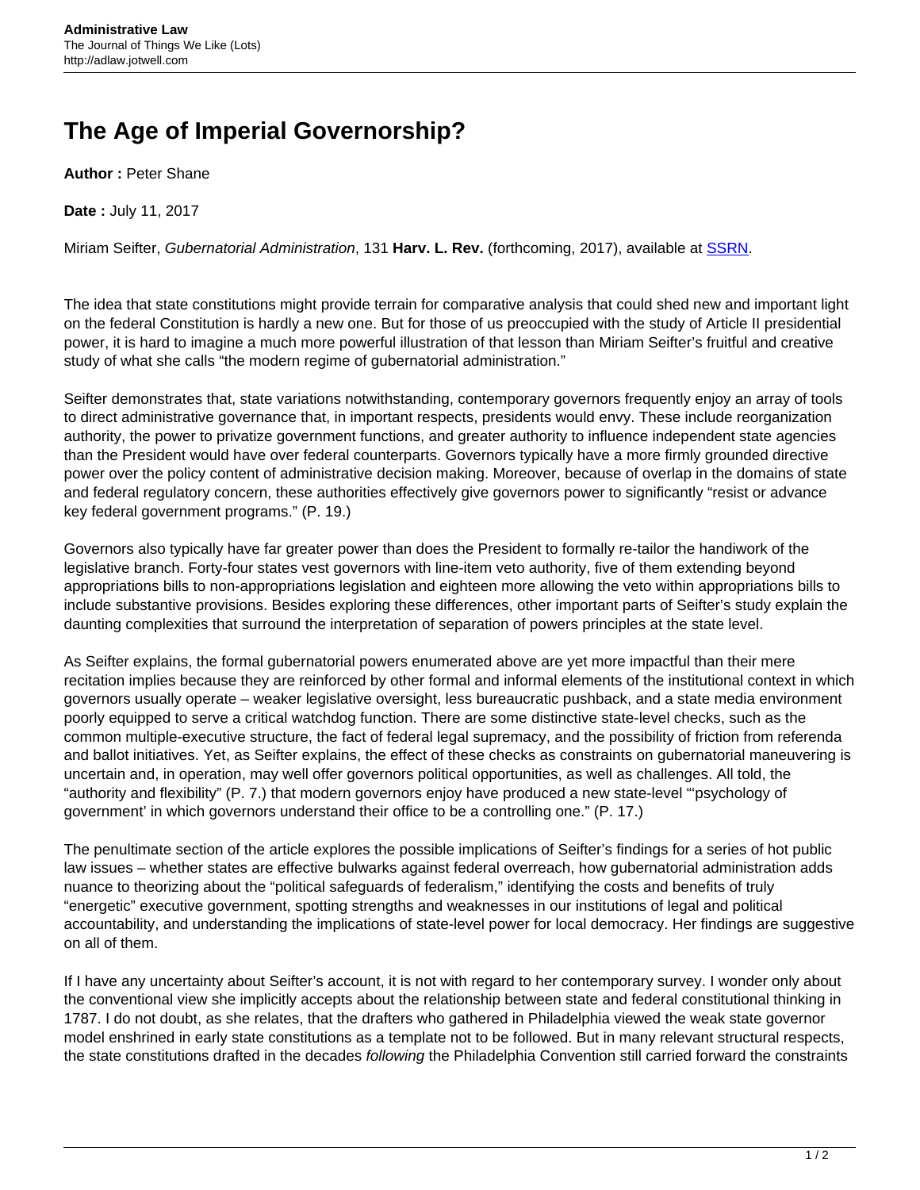# The Age of Imperial Governorship?

**Author :** Peter Shane

**Date :** July 11, 2017

Miriam Seifter, *Gubernatorial Administration*, 131 **Harv. L. Rev.** (forthcoming, 2017), available at SSRN.

The idea that state constitutions might provide terrain for comparative analysis that could shed new and important light on the federal Constitution is hardly a new one. But for those of us preoccupied with the study of Article II presidential power, it is hard to imagine a much more powerful illustration of that lesson than Miriam Seifter's fruitful and creative study of what she calls "the modern regime of gubernatorial administration."

Seifter demonstrates that, state variations notwithstanding, contemporary governors frequently enjoy an array of tools to direct administrative governance that, in important respects, presidents would envy. These include reorganization authority, the power to privatize government functions, and greater authority to influence independent state agencies than the President would have over federal counterparts. Governors typically have a more firmly grounded directive power over the policy content of administrative decision making. Moreover, because of overlap in the domains of state and federal regulatory concern, these authorities effectively give governors power to significantly "resist or advance key federal government programs." (P. 19.)

Governors also typically have far greater power than does the President to formally re-tailor the handiwork of the legislative branch. Forty-four states vest governors with line-item veto authority, five of them extending beyond appropriations bills to non-appropriations legislation and eighteen more allowing the veto within appropriations bills to include substantive provisions. Besides exploring these differences, other important parts of Seifter's study explain the daunting complexities that surround the interpretation of separation of powers principles at the state level.

As Seifter explains, the formal gubernatorial powers enumerated above are yet more impactful than their mere recitation implies because they are reinforced by other formal and informal elements of the institutional context in which governors usually operate – weaker legislative oversight, less bureaucratic pushback, and a state media environment poorly equipped to serve a critical watchdog function. There are some distinctive state-level checks, such as the common multiple-executive structure, the fact of federal legal supremacy, and the possibility of friction from referenda and ballot initiatives. Yet, as Seifter explains, the effect of these checks as constraints on gubernatorial maneuvering is uncertain and, in operation, may well offer governors political opportunities, as well as challenges. All told, the "authority and flexibility" (P. 7.) that modern governors enjoy have produced a new state-level "'psychology of government' in which governors understand their office to be a controlling one." (P. 17.)

The penultimate section of the article explores the possible implications of Seifter's findings for a series of hot public law issues – whether states are effective bulwarks against federal overreach, how gubernatorial administration adds nuance to theorizing about the "political safeguards of federalism," identifying the costs and benefits of truly "energetic" executive government, spotting strengths and weaknesses in our institutions of legal and political accountability, and understanding the implications of state-level power for local democracy. Her findings are suggestive on all of them.

If I have any uncertainty about Seifter's account, it is not with regard to her contemporary survey. I wonder only about the conventional view she implicitly accepts about the relationship between state and federal constitutional thinking in 1787. I do not doubt, as she relates, that the drafters who gathered in Philadelphia viewed the weak state governor model enshrined in early state constitutions as a template not to be followed. But in many relevant structural respects, the state constitutions drafted in the decades *following* the Philadelphia Convention still carried forward the constraints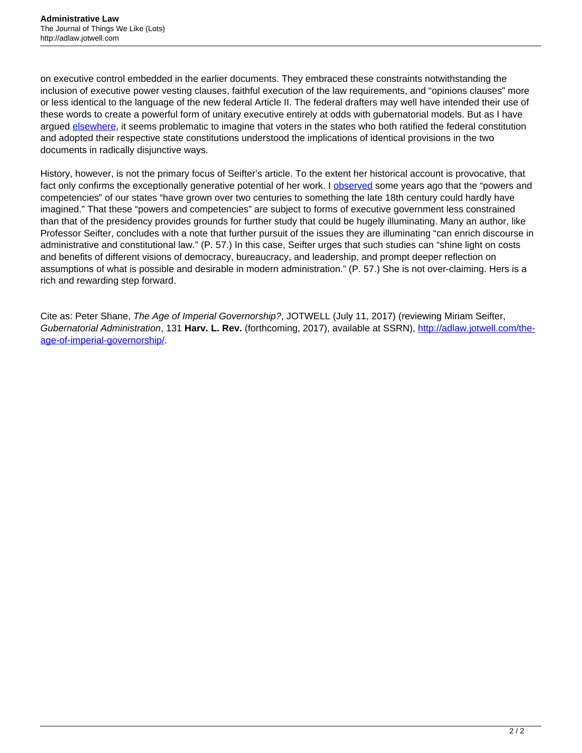on executive control embedded in the earlier documents. They embraced these constraints notwithstanding the inclusion of executive power vesting clauses, faithful execution of the law requirements, and "opinions clauses" more or less identical to the language of the new federal Article II. The federal drafters may well have intended their use of these words to create a powerful form of unitary executive entirely at odds with gubernatorial models. But as I have argued elsewhere, it seems problematic to imagine that voters in the states who both ratified the federal constitution and adopted their respective state constitutions understood the implications of identical provisions in the two documents in radically disjunctive ways.

History, however, is not the primary focus of Seifter's article. To the extent her historical account is provocative, that fact only confirms the exceptionally generative potential of her work. I observed some years ago that the "powers and competencies" of our states "have grown over two centuries to something the late 18th century could hardly have imagined." That these "powers and competencies" are subject to forms of executive government less constrained than that of the presidency provides grounds for further study that could be hugely illuminating. Many an author, like Professor Seifter, concludes with a note that further pursuit of the issues they are illuminating "can enrich discourse in administrative and constitutional law." (P. 57.) In this case, Seifter urges that such studies can "shine light on costs and benefits of different visions of democracy, bureaucracy, and leadership, and prompt deeper reflection on assumptions of what is possible and desirable in modern administration." (P. 57.) She is not over-claiming. Hers is a rich and rewarding step forward.

Cite as: Peter Shane, *The Age of Imperial Governorship?*, JOTWELL (July 11, 2017) (reviewing Miriam Seifter, *Gubernatorial Administration*, 131 **Harv. L. Rev.** (forthcoming, 2017), available at SSRN), http://adlaw.jotwell.com/the-age-of-imperial-governorship/.